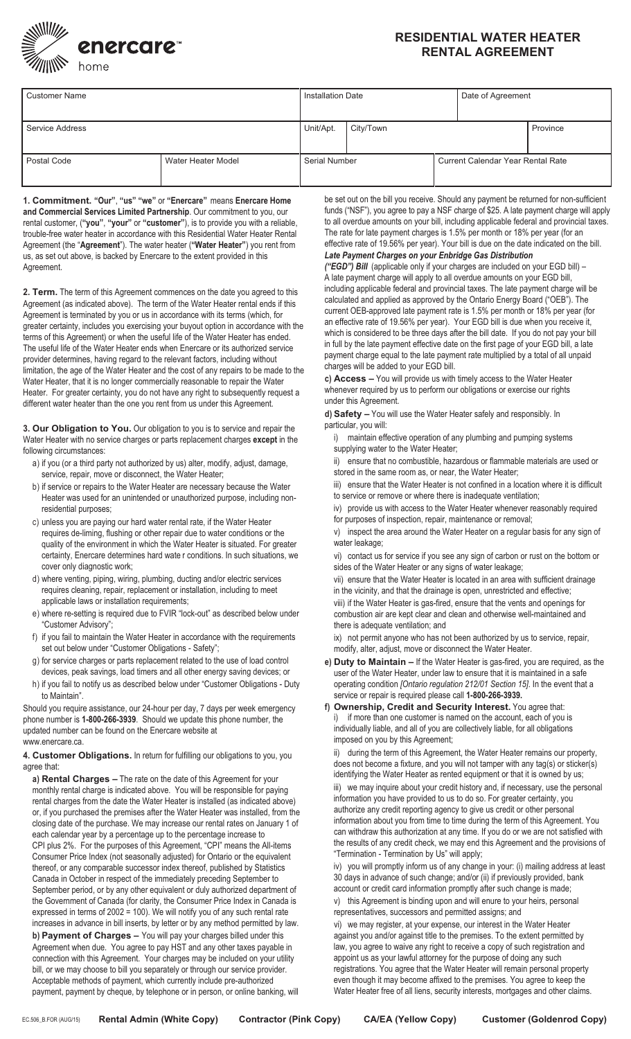enercare™ home

# RESIDENTIAL WATER HEATER RENTAL AGREEMENT

| Customer Name | | Installation Date | | Date of Agreement | |
|---|---|---|---|---|---|
| Service Address | | Unit/Apt. | City/Town | | Province |
| Postal Code | Water Heater Model | Serial Number | | Current Calendar Year Rental Rate | |

**1. Commitment.** **"Our"**, **"us" "we"** or **"Enercare"** means **Enercare Home and Commercial Services Limited Partnership**. Our commitment to you, our rental customer, (**"you"**, **"your"** or **"customer"**), is to provide you with a reliable, trouble-free water heater in accordance with this Residential Water Heater Rental Agreement (the "**Agreement**"). The water heater (**"Water Heater"**) you rent from us, as set out above, is backed by Enercare to the extent provided in this Agreement.

**2. Term.** The term of this Agreement commences on the date you agreed to this Agreement (as indicated above). The term of the Water Heater rental ends if this Agreement is terminated by you or us in accordance with its terms (which, for greater certainty, includes you exercising your buyout option in accordance with the terms of this Agreement) or when the useful life of the Water Heater has ended. The useful life of the Water Heater ends when Enercare or its authorized service provider determines, having regard to the relevant factors, including without limitation, the age of the Water Heater and the cost of any repairs to be made to the Water Heater, that it is no longer commercially reasonable to repair the Water Heater. For greater certainty, you do not have any right to subsequently request a different water heater than the one you rent from us under this Agreement.

**3. Our Obligation to You.** Our obligation to you is to service and repair the Water Heater with no service charges or parts replacement charges **except** in the following circumstances:

a) if you (or a third party not authorized by us) alter, modify, adjust, damage, service, repair, move or disconnect, the Water Heater;

b) if service or repairs to the Water Heater are necessary because the Water Heater was used for an unintended or unauthorized purpose, including non-residential purposes;

c) unless you are paying our hard water rental rate, if the Water Heater requires de-liming, flushing or other repair due to water conditions or the quality of the environment in which the Water Heater is situated. For greater certainty, Enercare determines hard wate r conditions. In such situations, we cover only diagnostic work;

d) where venting, piping, wiring, plumbing, ducting and/or electric services requires cleaning, repair, replacement or installation, including to meet applicable laws or installation requirements;

e) where re-setting is required due to FVIR "lock-out" as described below under "Customer Advisory";

f) if you fail to maintain the Water Heater in accordance with the requirements set out below under "Customer Obligations - Safety";

g) for service charges or parts replacement related to the use of load control devices, peak savings, load timers and all other energy saving devices; or

h) if you fail to notify us as described below under "Customer Obligations - Duty to Maintain".

Should you require assistance, our 24-hour per day, 7 days per week emergency phone number is **1-800-266-3939**. Should we update this phone number, the updated number can be found on the Enercare website at www.enercare.ca.

**4. Customer Obligations.** In return for fulfilling our obligations to you, you agree that:

**a) Rental Charges –** The rate on the date of this Agreement for your monthly rental charge is indicated above. You will be responsible for paying rental charges from the date the Water Heater is installed (as indicated above) or, if you purchased the premises after the Water Heater was installed, from the closing date of the purchase. We may increase our rental rates on January 1 of each calendar year by a percentage up to the percentage increase to CPI plus 2%. For the purposes of this Agreement, "CPI" means the All-items Consumer Price Index (not seasonally adjusted) for Ontario or the equivalent thereof, or any comparable successor index thereof, published by Statistics Canada in October in respect of the immediately preceding September to September period, or by any other equivalent or duly authorized department of the Government of Canada (for clarity, the Consumer Price Index in Canada is expressed in terms of 2002 = 100). We will notify you of any such rental rate increases in advance in bill inserts, by letter or by any method permitted by law.

**b) Payment of Charges –** You will pay your charges billed under this Agreement when due. You agree to pay HST and any other taxes payable in connection with this Agreement. Your charges may be included on your utility bill, or we may choose to bill you separately or through our service provider. Acceptable methods of payment, which currently include pre-authorized payment, payment by cheque, by telephone or in person, or online banking, will be set out on the bill you receive. Should any payment be returned for non-sufficient funds ("NSF"), you agree to pay a NSF charge of $25. A late payment charge will apply to all overdue amounts on your bill, including applicable federal and provincial taxes. The rate for late payment charges is 1.5% per month or 18% per year (for an effective rate of 19.56% per year). Your bill is due on the date indicated on the bill.

***Late Payment Charges on your Enbridge Gas Distribution ("EGD") Bill*** (applicable only if your charges are included on your EGD bill) – A late payment charge will apply to all overdue amounts on your EGD bill, including applicable federal and provincial taxes. The late payment charge will be calculated and applied as approved by the Ontario Energy Board ("OEB"). The current OEB-approved late payment rate is 1.5% per month or 18% per year (for an effective rate of 19.56% per year). Your EGD bill is due when you receive it, which is considered to be three days after the bill date. If you do not pay your bill in full by the late payment effective date on the first page of your EGD bill, a late payment charge equal to the late payment rate multiplied by a total of all unpaid charges will be added to your EGD bill.

**c) Access –** You will provide us with timely access to the Water Heater whenever required by us to perform our obligations or exercise our rights under this Agreement.

**d) Safety –** You will use the Water Heater safely and responsibly. In particular, you will:

i) maintain effective operation of any plumbing and pumping systems supplying water to the Water Heater;

ii) ensure that no combustible, hazardous or flammable materials are used or stored in the same room as, or near, the Water Heater;

iii) ensure that the Water Heater is not confined in a location where it is difficult to service or remove or where there is inadequate ventilation;

iv) provide us with access to the Water Heater whenever reasonably required for purposes of inspection, repair, maintenance or removal;

v) inspect the area around the Water Heater on a regular basis for any sign of water leakage;

vi) contact us for service if you see any sign of carbon or rust on the bottom or sides of the Water Heater or any signs of water leakage;

vii) ensure that the Water Heater is located in an area with sufficient drainage in the vicinity, and that the drainage is open, unrestricted and effective;

viii) if the Water Heater is gas-fired, ensure that the vents and openings for combustion air are kept clear and clean and otherwise well-maintained and there is adequate ventilation; and

ix) not permit anyone who has not been authorized by us to service, repair, modify, alter, adjust, move or disconnect the Water Heater.

**e) Duty to Maintain –** If the Water Heater is gas-fired, you are required, as the user of the Water Heater, under law to ensure that it is maintained in a safe operating condition *[Ontario regulation 212/01 Section 15]*. In the event that a service or repair is required please call **1-800-266-3939.**

**f) Ownership, Credit and Security Interest.** You agree that:

i) if more than one customer is named on the account, each of you is individually liable, and all of you are collectively liable, for all obligations imposed on you by this Agreement;

ii) during the term of this Agreement, the Water Heater remains our property, does not become a fixture, and you will not tamper with any tag(s) or sticker(s) identifying the Water Heater as rented equipment or that it is owned by us;

iii) we may inquire about your credit history and, if necessary, use the personal information you have provided to us to do so. For greater certainty, you authorize any credit reporting agency to give us credit or other personal information about you from time to time during the term of this Agreement. You can withdraw this authorization at any time. If you do or we are not satisfied with the results of any credit check, we may end this Agreement and the provisions of "Termination - Termination by Us" will apply;

iv) you will promptly inform us of any change in your: (i) mailing address at least 30 days in advance of such change; and/or (ii) if previously provided, bank account or credit card information promptly after such change is made;

v) this Agreement is binding upon and will enure to your heirs, personal representatives, successors and permitted assigns; and

vi) we may register, at your expense, our interest in the Water Heater against you and/or against title to the premises. To the extent permitted by law, you agree to waive any right to receive a copy of such registration and appoint us as your lawful attorney for the purpose of doing any such registrations. You agree that the Water Heater will remain personal property even though it may become affixed to the premises. You agree to keep the Water Heater free of all liens, security interests, mortgages and other claims.

EC.506_B.FOR (AUG/15) **Rental Admin (White Copy)** **Contractor (Pink Copy)** **CA/EA (Yellow Copy)** **Customer (Goldenrod Copy)**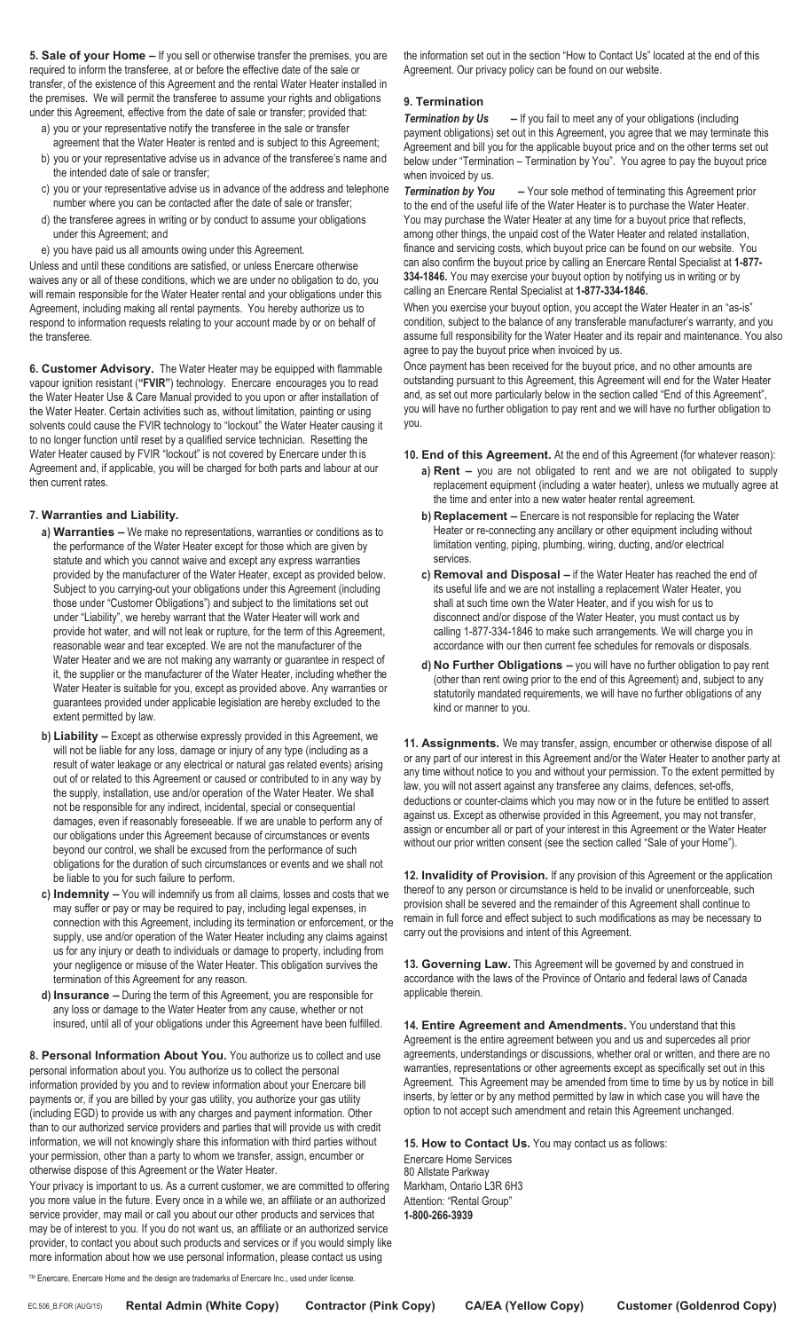**5. Sale of your Home –** If you sell or otherwise transfer the premises, you are required to inform the transferee, at or before the effective date of the sale or transfer, of the existence of this Agreement and the rental Water Heater installed in the premises. We will permit the transferee to assume your rights and obligations under this Agreement, effective from the date of sale or transfer; provided that:

a) you or your representative notify the transferee in the sale or transfer agreement that the Water Heater is rented and is subject to this Agreement;
b) you or your representative advise us in advance of the transferee's name and the intended date of sale or transfer;
c) you or your representative advise us in advance of the address and telephone number where you can be contacted after the date of sale or transfer;
d) the transferee agrees in writing or by conduct to assume your obligations under this Agreement; and
e) you have paid us all amounts owing under this Agreement.

Unless and until these conditions are satisfied, or unless Enercare otherwise waives any or all of these conditions, which we are under no obligation to do, you will remain responsible for the Water Heater rental and your obligations under this Agreement, including making all rental payments. You hereby authorize us to respond to information requests relating to your account made by or on behalf of the transferee.

**6. Customer Advisory.** The Water Heater may be equipped with flammable vapour ignition resistant (**"FVIR"**) technology. Enercare encourages you to read the Water Heater Use & Care Manual provided to you upon or after installation of the Water Heater. Certain activities such as, without limitation, painting or using solvents could cause the FVIR technology to "lockout" the Water Heater causing it to no longer function until reset by a qualified service technician. Resetting the Water Heater caused by FVIR "lockout" is not covered by Enercare under this Agreement and, if applicable, you will be charged for both parts and labour at our then current rates.

**7. Warranties and Liability.**

a) **Warranties –** We make no representations, warranties or conditions as to the performance of the Water Heater except for those which are given by statute and which you cannot waive and except any express warranties provided by the manufacturer of the Water Heater, except as provided below. Subject to you carrying-out your obligations under this Agreement (including those under "Customer Obligations") and subject to the limitations set out under "Liability", we hereby warrant that the Water Heater will work and provide hot water, and will not leak or rupture, for the term of this Agreement, reasonable wear and tear excepted. We are not the manufacturer of the Water Heater and we are not making any warranty or guarantee in respect of it, the supplier or the manufacturer of the Water Heater, including whether the Water Heater is suitable for you, except as provided above. Any warranties or guarantees provided under applicable legislation are hereby excluded to the extent permitted by law.
b) **Liability –** Except as otherwise expressly provided in this Agreement, we will not be liable for any loss, damage or injury of any type (including as a result of water leakage or any electrical or natural gas related events) arising out of or related to this Agreement or caused or contributed to in any way by the supply, installation, use and/or operation of the Water Heater. We shall not be responsible for any indirect, incidental, special or consequential damages, even if reasonably foreseeable. If we are unable to perform any of our obligations under this Agreement because of circumstances or events beyond our control, we shall be excused from the performance of such obligations for the duration of such circumstances or events and we shall not be liable to you for such failure to perform.
c) **Indemnity –** You will indemnify us from all claims, losses and costs that we may suffer or pay or may be required to pay, including legal expenses, in connection with this Agreement, including its termination or enforcement, or the supply, use and/or operation of the Water Heater including any claims against us for any injury or death to individuals or damage to property, including from your negligence or misuse of the Water Heater. This obligation survives the termination of this Agreement for any reason.
d) **Insurance –** During the term of this Agreement, you are responsible for any loss or damage to the Water Heater from any cause, whether or not insured, until all of your obligations under this Agreement have been fulfilled.

**8. Personal Information About You.** You authorize us to collect and use personal information about you. You authorize us to collect the personal information provided by you and to review information about your Enercare bill payments or, if you are billed by your gas utility, you authorize your gas utility (including EGD) to provide us with any charges and payment information. Other than to our authorized service providers and parties that will provide us with credit information, we will not knowingly share this information with third parties without your permission, other than a party to whom we transfer, assign, encumber or otherwise dispose of this Agreement or the Water Heater.

Your privacy is important to us. As a current customer, we are committed to offering you more value in the future. Every once in a while we, an affiliate or an authorized service provider, may mail or call you about our other products and services that may be of interest to you. If you do not want us, an affiliate or an authorized service provider, to contact you about such products and services or if you would simply like more information about how we use personal information, please contact us using the information set out in the section "How to Contact Us" located at the end of this Agreement. Our privacy policy can be found on our website.

**9. Termination**

***Termination by Us*** – If you fail to meet any of your obligations (including payment obligations) set out in this Agreement, you agree that we may terminate this Agreement and bill you for the applicable buyout price and on the other terms set out below under "Termination – Termination by You". You agree to pay the buyout price when invoiced by us.

***Termination by You*** – Your sole method of terminating this Agreement prior to the end of the useful life of the Water Heater is to purchase the Water Heater. You may purchase the Water Heater at any time for a buyout price that reflects, among other things, the unpaid cost of the Water Heater and related installation, finance and servicing costs, which buyout price can be found on our website. You can also confirm the buyout price by calling an Enercare Rental Specialist at **1-877-334-1846.** You may exercise your buyout option by notifying us in writing or by calling an Enercare Rental Specialist at **1-877-334-1846.**

When you exercise your buyout option, you accept the Water Heater in an "as-is" condition, subject to the balance of any transferable manufacturer's warranty, and you assume full responsibility for the Water Heater and its repair and maintenance. You also agree to pay the buyout price when invoiced by us.

Once payment has been received for the buyout price, and no other amounts are outstanding pursuant to this Agreement, this Agreement will end for the Water Heater and, as set out more particularly below in the section called "End of this Agreement", you will have no further obligation to pay rent and we will have no further obligation to you.

**10. End of this Agreement.** At the end of this Agreement (for whatever reason):

a) **Rent –** you are not obligated to rent and we are not obligated to supply replacement equipment (including a water heater), unless we mutually agree at the time and enter into a new water heater rental agreement.
b) **Replacement –** Enercare is not responsible for replacing the Water Heater or re-connecting any ancillary or other equipment including without limitation venting, piping, plumbing, wiring, ducting, and/or electrical services.
c) **Removal and Disposal –** if the Water Heater has reached the end of its useful life and we are not installing a replacement Water Heater, you shall at such time own the Water Heater, and if you wish for us to disconnect and/or dispose of the Water Heater, you must contact us by calling 1-877-334-1846 to make such arrangements. We will charge you in accordance with our then current fee schedules for removals or disposals.
d) **No Further Obligations –** you will have no further obligation to pay rent (other than rent owing prior to the end of this Agreement) and, subject to any statutorily mandated requirements, we will have no further obligations of any kind or manner to you.

**11. Assignments.** We may transfer, assign, encumber or otherwise dispose of all or any part of our interest in this Agreement and/or the Water Heater to another party at any time without notice to you and without your permission. To the extent permitted by law, you will not assert against any transferee any claims, defences, set-offs, deductions or counter-claims which you may now or in the future be entitled to assert against us. Except as otherwise provided in this Agreement, you may not transfer, assign or encumber all or part of your interest in this Agreement or the Water Heater without our prior written consent (see the section called "Sale of your Home").

**12. Invalidity of Provision.** If any provision of this Agreement or the application thereof to any person or circumstance is held to be invalid or unenforceable, such provision shall be severed and the remainder of this Agreement shall continue to remain in full force and effect subject to such modifications as may be necessary to carry out the provisions and intent of this Agreement.

**13. Governing Law.** This Agreement will be governed by and construed in accordance with the laws of the Province of Ontario and federal laws of Canada applicable therein.

**14. Entire Agreement and Amendments.** You understand that this Agreement is the entire agreement between you and us and supercedes all prior agreements, understandings or discussions, whether oral or written, and there are no warranties, representations or other agreements except as specifically set out in this Agreement. This Agreement may be amended from time to time by us by notice in bill inserts, by letter or by any method permitted by law in which case you will have the option to not accept such amendment and retain this Agreement unchanged.

**15. How to Contact Us.** You may contact us as follows:

Enercare Home Services
80 Allstate Parkway
Markham, Ontario L3R 6H3
Attention: "Rental Group"
**1-800-266-3939**

™ Enercare, Enercare Home and the design are trademarks of Enercare Inc., used under license.

EC.506_B.FOR (AUG/15) **Rental Admin (White Copy)** **Contractor (Pink Copy)** **CA/EA (Yellow Copy)** **Customer (Goldenrod Copy)**